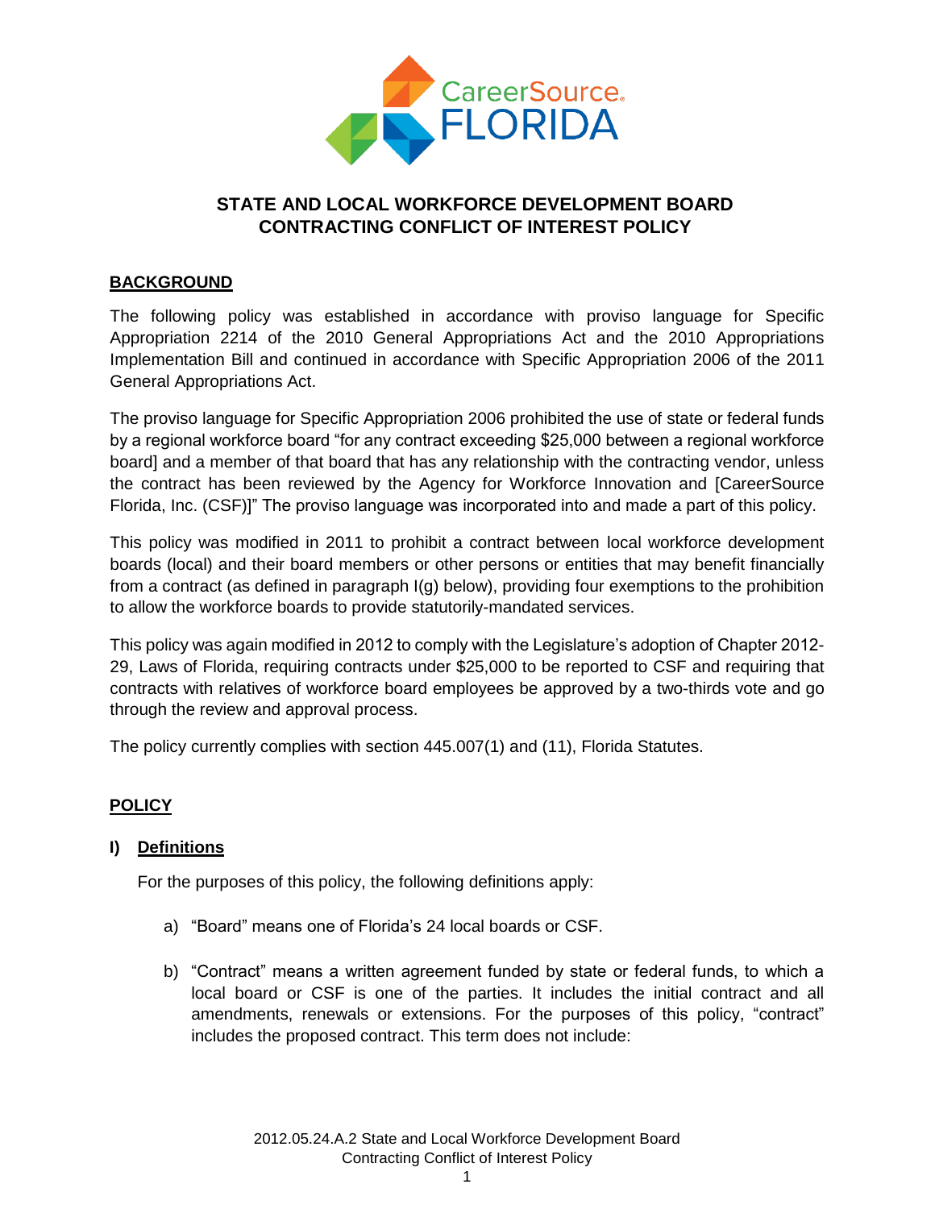# STATE AND LOCAL WORKFORCE DEVELOPMENT BOARD CONTRACTING CONFLICT OF INTEREST POLICY

## BACKGROUND

The following policy was established in accordance with proviso language for Specific Appropriation 2214 of the 2010 General Appropriations Act and the 2010 Appropriations Implementation Bill and continued in accordance with Specific Appropriation 2006 of the 2011 General Appropriations Act.

The proviso language for Specific Appropriation 2006 prohibited the use of state or federal funds by a regional workforce board "for any contract exceeding $25,000 between a regional workforce board] and a member of that board that has any relationship with the contracting vendor, unless the contract has been reviewed by the Agency for Workforce Innovation and [CareerSource Florida, Inc. (CSF)]" The proviso language was incorporated into and made a part of this policy.

This policy was modified in 2011 to prohibit a contract between local workforce development boards (local) and their board members or other persons or entities that may benefit financially from a contract (as defined in paragraph I(g) below), providing four exemptions to the prohibition to allow the workforce boards to provide statutorily-mandated services.

This policy was again modified in 2012 to comply with the Legislature's adoption of Chapter 2012-29, Laws of Florida, requiring contracts under $25,000 to be reported to CSF and requiring that contracts with relatives of workforce board employees be approved by a two-thirds vote and go through the review and approval process.

The policy currently complies with section 445.007(1) and (11), Florida Statutes.

## POLICY

### I) Definitions

For the purposes of this policy, the following definitions apply:

a) "Board" means one of Florida's 24 local boards or CSF.

b) "Contract" means a written agreement funded by state or federal funds, to which a local board or CSF is one of the parties. It includes the initial contract and all amendments, renewals or extensions. For the purposes of this policy, "contract" includes the proposed contract. This term does not include: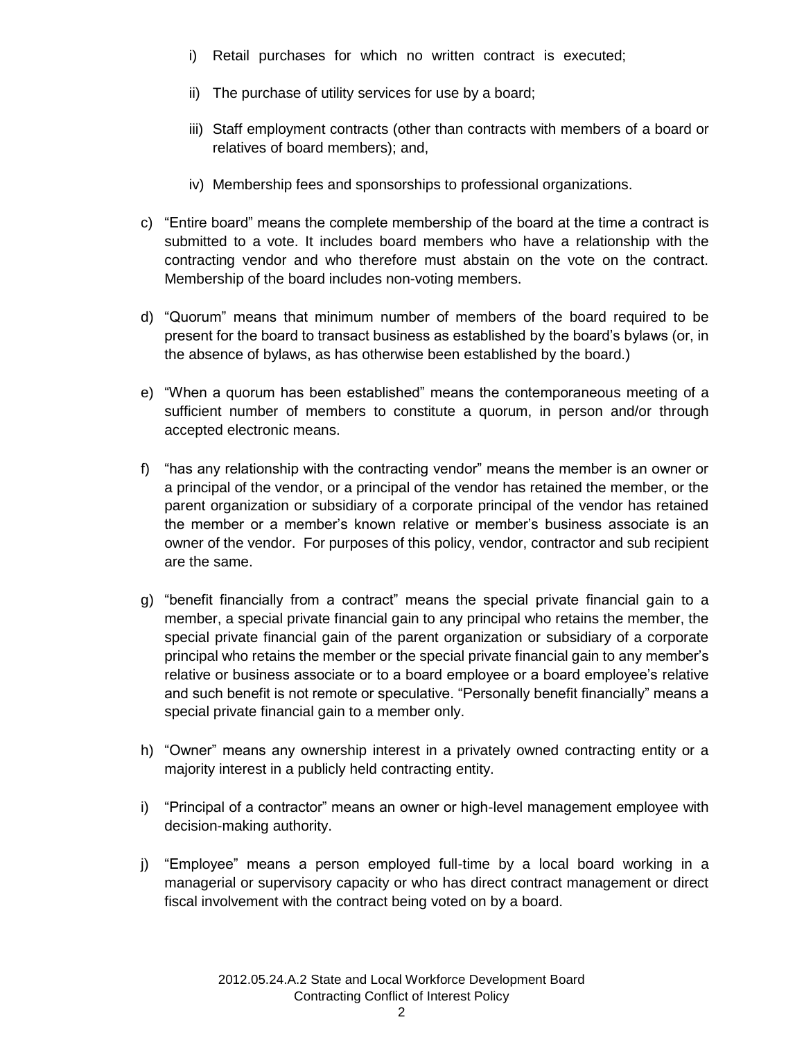i) Retail purchases for which no written contract is executed;

ii) The purchase of utility services for use by a board;

iii) Staff employment contracts (other than contracts with members of a board or relatives of board members); and,

iv) Membership fees and sponsorships to professional organizations.

c) "Entire board" means the complete membership of the board at the time a contract is submitted to a vote. It includes board members who have a relationship with the contracting vendor and who therefore must abstain on the vote on the contract. Membership of the board includes non-voting members.

d) "Quorum" means that minimum number of members of the board required to be present for the board to transact business as established by the board's bylaws (or, in the absence of bylaws, as has otherwise been established by the board.)

e) "When a quorum has been established" means the contemporaneous meeting of a sufficient number of members to constitute a quorum, in person and/or through accepted electronic means.

f) "has any relationship with the contracting vendor" means the member is an owner or a principal of the vendor, or a principal of the vendor has retained the member, or the parent organization or subsidiary of a corporate principal of the vendor has retained the member or a member's known relative or member's business associate is an owner of the vendor. For purposes of this policy, vendor, contractor and sub recipient are the same.

g) "benefit financially from a contract" means the special private financial gain to a member, a special private financial gain to any principal who retains the member, the special private financial gain of the parent organization or subsidiary of a corporate principal who retains the member or the special private financial gain to any member's relative or business associate or to a board employee or a board employee's relative and such benefit is not remote or speculative. "Personally benefit financially" means a special private financial gain to a member only.

h) "Owner" means any ownership interest in a privately owned contracting entity or a majority interest in a publicly held contracting entity.

i) "Principal of a contractor" means an owner or high-level management employee with decision-making authority.

j) "Employee" means a person employed full-time by a local board working in a managerial or supervisory capacity or who has direct contract management or direct fiscal involvement with the contract being voted on by a board.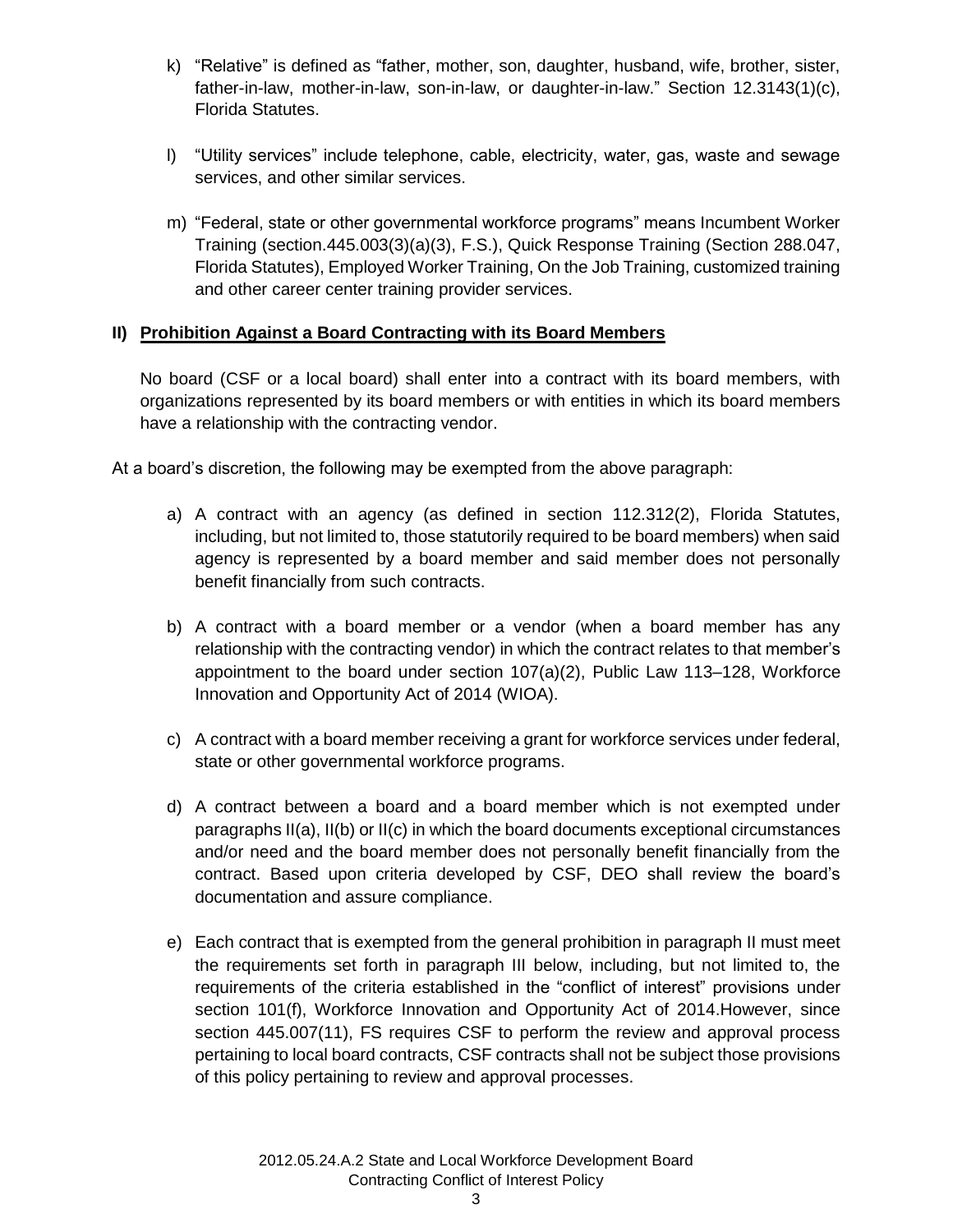k) "Relative" is defined as "father, mother, son, daughter, husband, wife, brother, sister, father-in-law, mother-in-law, son-in-law, or daughter-in-law." Section 12.3143(1)(c), Florida Statutes.

l) "Utility services" include telephone, cable, electricity, water, gas, waste and sewage services, and other similar services.

m) "Federal, state or other governmental workforce programs" means Incumbent Worker Training (section.445.003(3)(a)(3), F.S.), Quick Response Training (Section 288.047, Florida Statutes), Employed Worker Training, On the Job Training, customized training and other career center training provider services.

## II) Prohibition Against a Board Contracting with its Board Members

No board (CSF or a local board) shall enter into a contract with its board members, with organizations represented by its board members or with entities in which its board members have a relationship with the contracting vendor.

At a board's discretion, the following may be exempted from the above paragraph:

a) A contract with an agency (as defined in section 112.312(2), Florida Statutes, including, but not limited to, those statutorily required to be board members) when said agency is represented by a board member and said member does not personally benefit financially from such contracts.

b) A contract with a board member or a vendor (when a board member has any relationship with the contracting vendor) in which the contract relates to that member's appointment to the board under section 107(a)(2), Public Law 113–128, Workforce Innovation and Opportunity Act of 2014 (WIOA).

c) A contract with a board member receiving a grant for workforce services under federal, state or other governmental workforce programs.

d) A contract between a board and a board member which is not exempted under paragraphs II(a), II(b) or II(c) in which the board documents exceptional circumstances and/or need and the board member does not personally benefit financially from the contract. Based upon criteria developed by CSF, DEO shall review the board's documentation and assure compliance.

e) Each contract that is exempted from the general prohibition in paragraph II must meet the requirements set forth in paragraph III below, including, but not limited to, the requirements of the criteria established in the "conflict of interest" provisions under section 101(f), Workforce Innovation and Opportunity Act of 2014.However, since section 445.007(11), FS requires CSF to perform the review and approval process pertaining to local board contracts, CSF contracts shall not be subject those provisions of this policy pertaining to review and approval processes.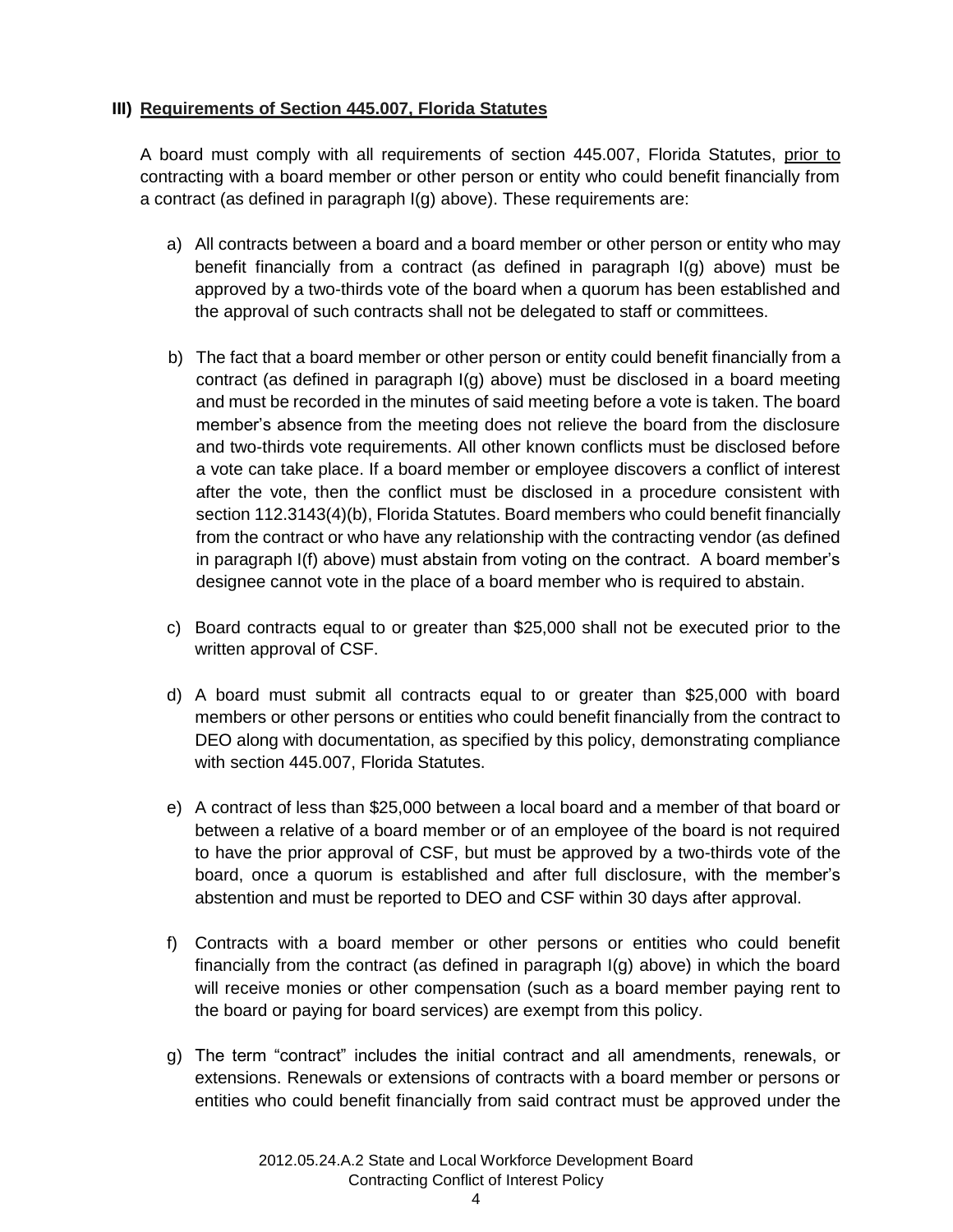## III) Requirements of Section 445.007, Florida Statutes

A board must comply with all requirements of section 445.007, Florida Statutes, prior to contracting with a board member or other person or entity who could benefit financially from a contract (as defined in paragraph I(g) above). These requirements are:

a) All contracts between a board and a board member or other person or entity who may benefit financially from a contract (as defined in paragraph I(g) above) must be approved by a two-thirds vote of the board when a quorum has been established and the approval of such contracts shall not be delegated to staff or committees.

b) The fact that a board member or other person or entity could benefit financially from a contract (as defined in paragraph I(g) above) must be disclosed in a board meeting and must be recorded in the minutes of said meeting before a vote is taken. The board member's absence from the meeting does not relieve the board from the disclosure and two-thirds vote requirements. All other known conflicts must be disclosed before a vote can take place. If a board member or employee discovers a conflict of interest after the vote, then the conflict must be disclosed in a procedure consistent with section 112.3143(4)(b), Florida Statutes. Board members who could benefit financially from the contract or who have any relationship with the contracting vendor (as defined in paragraph I(f) above) must abstain from voting on the contract. A board member's designee cannot vote in the place of a board member who is required to abstain.

c) Board contracts equal to or greater than $25,000 shall not be executed prior to the written approval of CSF.

d) A board must submit all contracts equal to or greater than $25,000 with board members or other persons or entities who could benefit financially from the contract to DEO along with documentation, as specified by this policy, demonstrating compliance with section 445.007, Florida Statutes.

e) A contract of less than $25,000 between a local board and a member of that board or between a relative of a board member or of an employee of the board is not required to have the prior approval of CSF, but must be approved by a two-thirds vote of the board, once a quorum is established and after full disclosure, with the member's abstention and must be reported to DEO and CSF within 30 days after approval.

f) Contracts with a board member or other persons or entities who could benefit financially from the contract (as defined in paragraph I(g) above) in which the board will receive monies or other compensation (such as a board member paying rent to the board or paying for board services) are exempt from this policy.

g) The term "contract" includes the initial contract and all amendments, renewals, or extensions. Renewals or extensions of contracts with a board member or persons or entities who could benefit financially from said contract must be approved under the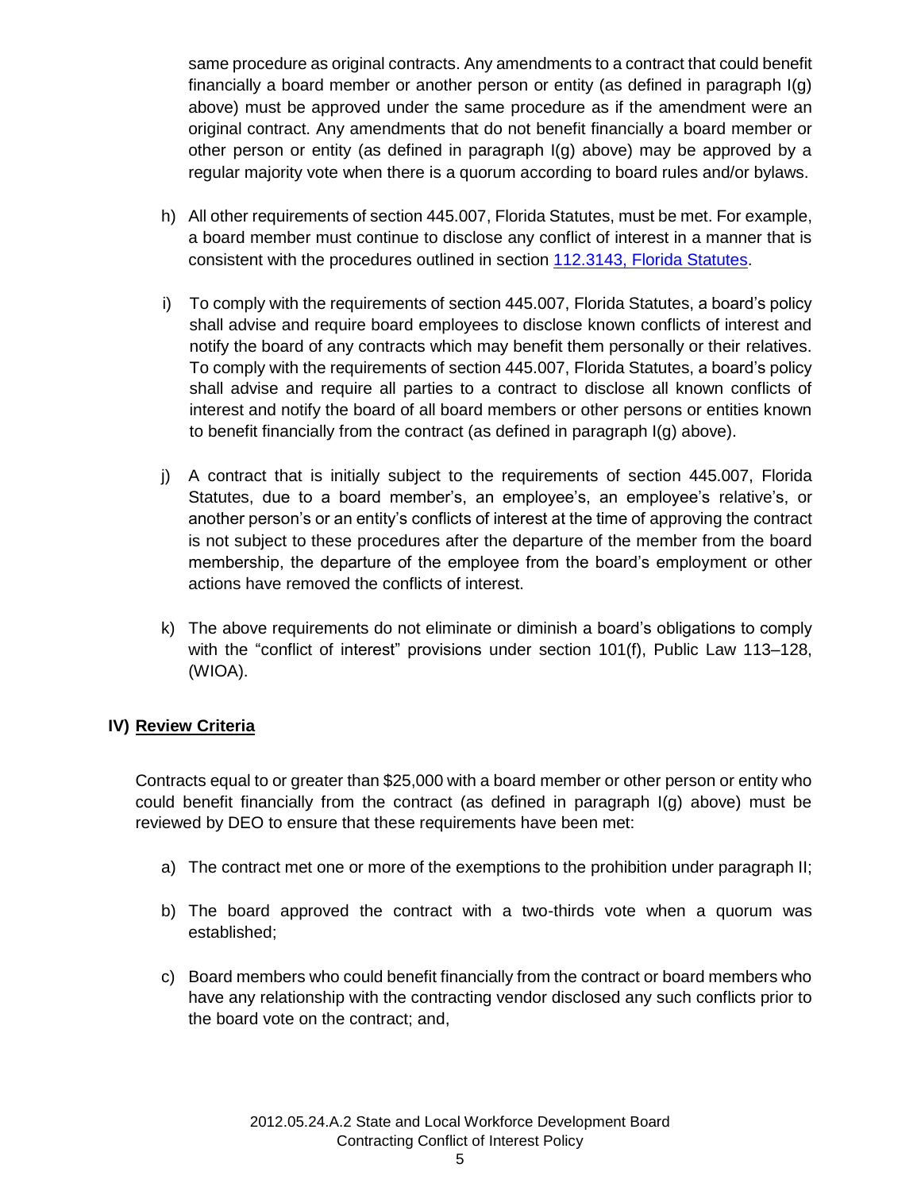same procedure as original contracts. Any amendments to a contract that could benefit financially a board member or another person or entity (as defined in paragraph I(g) above) must be approved under the same procedure as if the amendment were an original contract. Any amendments that do not benefit financially a board member or other person or entity (as defined in paragraph I(g) above) may be approved by a regular majority vote when there is a quorum according to board rules and/or bylaws.

h) All other requirements of section 445.007, Florida Statutes, must be met. For example, a board member must continue to disclose any conflict of interest in a manner that is consistent with the procedures outlined in section [112.3143, Florida Statutes](#).

i) To comply with the requirements of section 445.007, Florida Statutes, a board's policy shall advise and require board employees to disclose known conflicts of interest and notify the board of any contracts which may benefit them personally or their relatives. To comply with the requirements of section 445.007, Florida Statutes, a board's policy shall advise and require all parties to a contract to disclose all known conflicts of interest and notify the board of all board members or other persons or entities known to benefit financially from the contract (as defined in paragraph I(g) above).

j) A contract that is initially subject to the requirements of section 445.007, Florida Statutes, due to a board member's, an employee's, an employee's relative's, or another person's or an entity's conflicts of interest at the time of approving the contract is not subject to these procedures after the departure of the member from the board membership, the departure of the employee from the board's employment or other actions have removed the conflicts of interest.

k) The above requirements do not eliminate or diminish a board's obligations to comply with the "conflict of interest" provisions under section 101(f), Public Law 113–128, (WIOA).

## IV) <u>Review Criteria</u>

Contracts equal to or greater than $25,000 with a board member or other person or entity who could benefit financially from the contract (as defined in paragraph I(g) above) must be reviewed by DEO to ensure that these requirements have been met:

a) The contract met one or more of the exemptions to the prohibition under paragraph II;

b) The board approved the contract with a two-thirds vote when a quorum was established;

c) Board members who could benefit financially from the contract or board members who have any relationship with the contracting vendor disclosed any such conflicts prior to the board vote on the contract; and,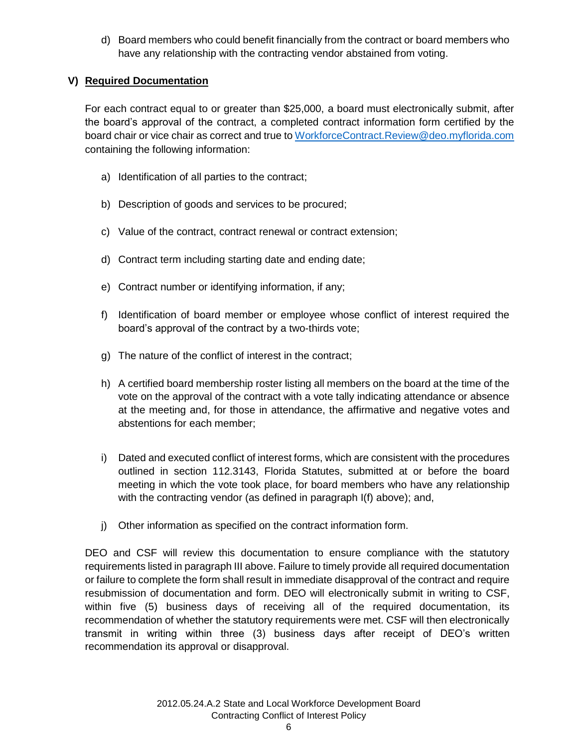d) Board members who could benefit financially from the contract or board members who have any relationship with the contracting vendor abstained from voting.

## V) Required Documentation

For each contract equal to or greater than $25,000, a board must electronically submit, after the board's approval of the contract, a completed contract information form certified by the board chair or vice chair as correct and true to WorkforceContract.Review@deo.myflorida.com containing the following information:

a) Identification of all parties to the contract;

b) Description of goods and services to be procured;

c) Value of the contract, contract renewal or contract extension;

d) Contract term including starting date and ending date;

e) Contract number or identifying information, if any;

f) Identification of board member or employee whose conflict of interest required the board's approval of the contract by a two-thirds vote;

g) The nature of the conflict of interest in the contract;

h) A certified board membership roster listing all members on the board at the time of the vote on the approval of the contract with a vote tally indicating attendance or absence at the meeting and, for those in attendance, the affirmative and negative votes and abstentions for each member;

i) Dated and executed conflict of interest forms, which are consistent with the procedures outlined in section 112.3143, Florida Statutes, submitted at or before the board meeting in which the vote took place, for board members who have any relationship with the contracting vendor (as defined in paragraph I(f) above); and,

j) Other information as specified on the contract information form.

DEO and CSF will review this documentation to ensure compliance with the statutory requirements listed in paragraph III above. Failure to timely provide all required documentation or failure to complete the form shall result in immediate disapproval of the contract and require resubmission of documentation and form. DEO will electronically submit in writing to CSF, within five (5) business days of receiving all of the required documentation, its recommendation of whether the statutory requirements were met. CSF will then electronically transmit in writing within three (3) business days after receipt of DEO's written recommendation its approval or disapproval.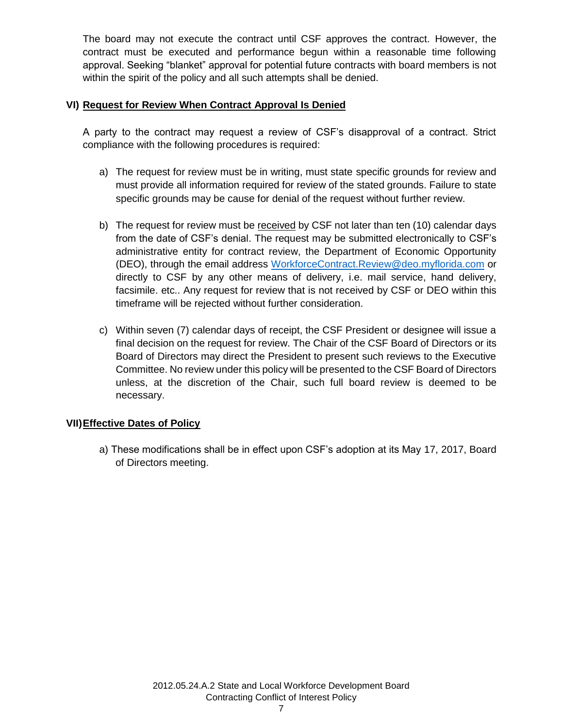The board may not execute the contract until CSF approves the contract. However, the contract must be executed and performance begun within a reasonable time following approval. Seeking "blanket" approval for potential future contracts with board members is not within the spirit of the policy and all such attempts shall be denied.

## VI) Request for Review When Contract Approval Is Denied

A party to the contract may request a review of CSF's disapproval of a contract. Strict compliance with the following procedures is required:

a) The request for review must be in writing, must state specific grounds for review and must provide all information required for review of the stated grounds. Failure to state specific grounds may be cause for denial of the request without further review.

b) The request for review must be received by CSF not later than ten (10) calendar days from the date of CSF's denial. The request may be submitted electronically to CSF's administrative entity for contract review, the Department of Economic Opportunity (DEO), through the email address WorkforceContract.Review@deo.myflorida.com or directly to CSF by any other means of delivery, i.e. mail service, hand delivery, facsimile. etc.. Any request for review that is not received by CSF or DEO within this timeframe will be rejected without further consideration.

c) Within seven (7) calendar days of receipt, the CSF President or designee will issue a final decision on the request for review. The Chair of the CSF Board of Directors or its Board of Directors may direct the President to present such reviews to the Executive Committee. No review under this policy will be presented to the CSF Board of Directors unless, at the discretion of the Chair, such full board review is deemed to be necessary.

## VII) Effective Dates of Policy

a) These modifications shall be in effect upon CSF's adoption at its May 17, 2017, Board of Directors meeting.